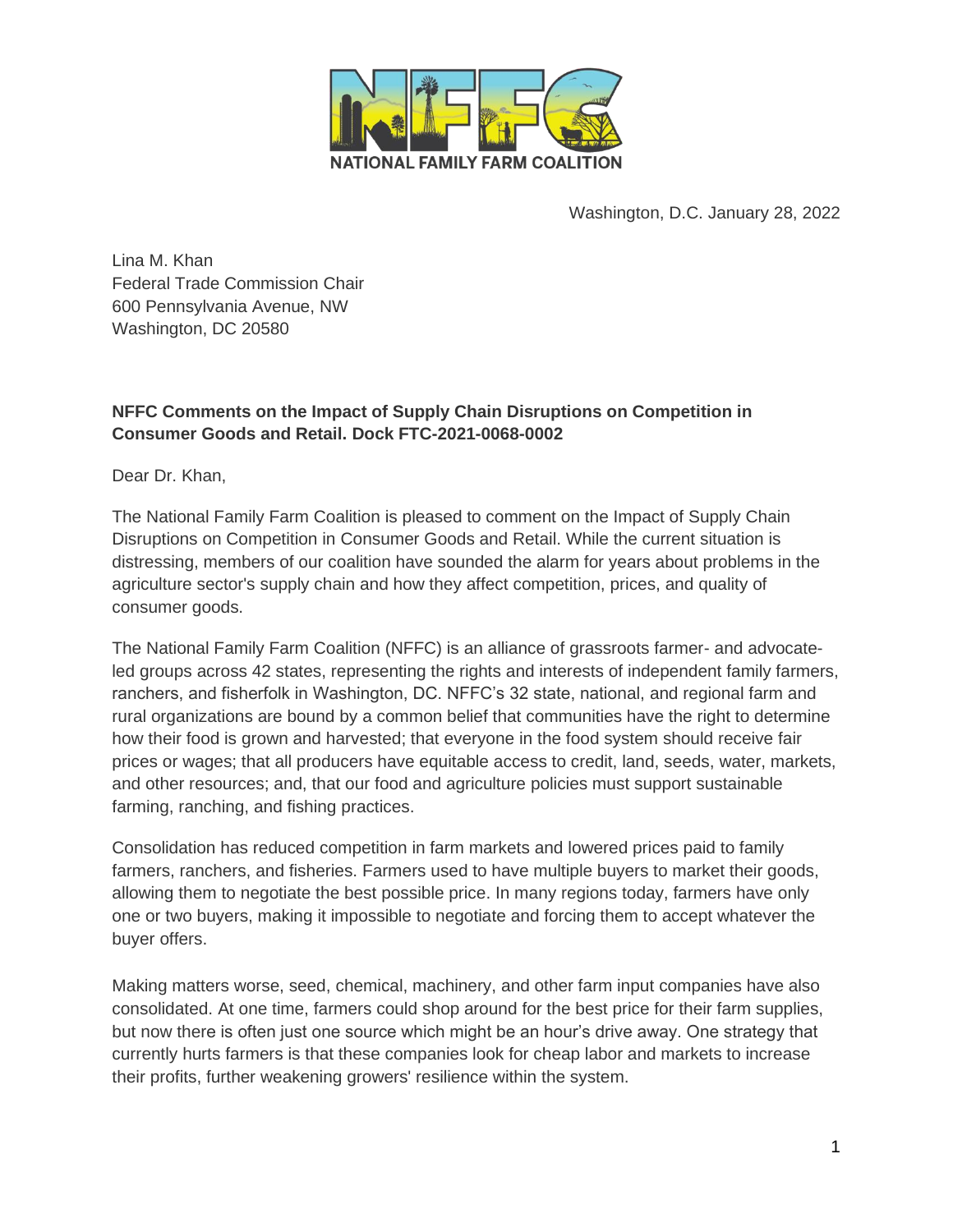NATIONAL FAMILY FARM COALITION

Washington, D.C. January 28, 2022

Lina M. Khan
Federal Trade Commission Chair
600 Pennsylvania Avenue, NW
Washington, DC 20580

**NFFC Comments on the Impact of Supply Chain Disruptions on Competition in Consumer Goods and Retail. Dock FTC-2021-0068-0002**

Dear Dr. Khan,

The National Family Farm Coalition is pleased to comment on the Impact of Supply Chain Disruptions on Competition in Consumer Goods and Retail. While the current situation is distressing, members of our coalition have sounded the alarm for years about problems in the agriculture sector's supply chain and how they affect competition, prices, and quality of consumer goods.

The National Family Farm Coalition (NFFC) is an alliance of grassroots farmer- and advocate-led groups across 42 states, representing the rights and interests of independent family farmers, ranchers, and fisherfolk in Washington, DC. NFFC's 32 state, national, and regional farm and rural organizations are bound by a common belief that communities have the right to determine how their food is grown and harvested; that everyone in the food system should receive fair prices or wages; that all producers have equitable access to credit, land, seeds, water, markets, and other resources; and, that our food and agriculture policies must support sustainable farming, ranching, and fishing practices.

Consolidation has reduced competition in farm markets and lowered prices paid to family farmers, ranchers, and fisheries. Farmers used to have multiple buyers to market their goods, allowing them to negotiate the best possible price. In many regions today, farmers have only one or two buyers, making it impossible to negotiate and forcing them to accept whatever the buyer offers.

Making matters worse, seed, chemical, machinery, and other farm input companies have also consolidated. At one time, farmers could shop around for the best price for their farm supplies, but now there is often just one source which might be an hour's drive away. One strategy that currently hurts farmers is that these companies look for cheap labor and markets to increase their profits, further weakening growers' resilience within the system.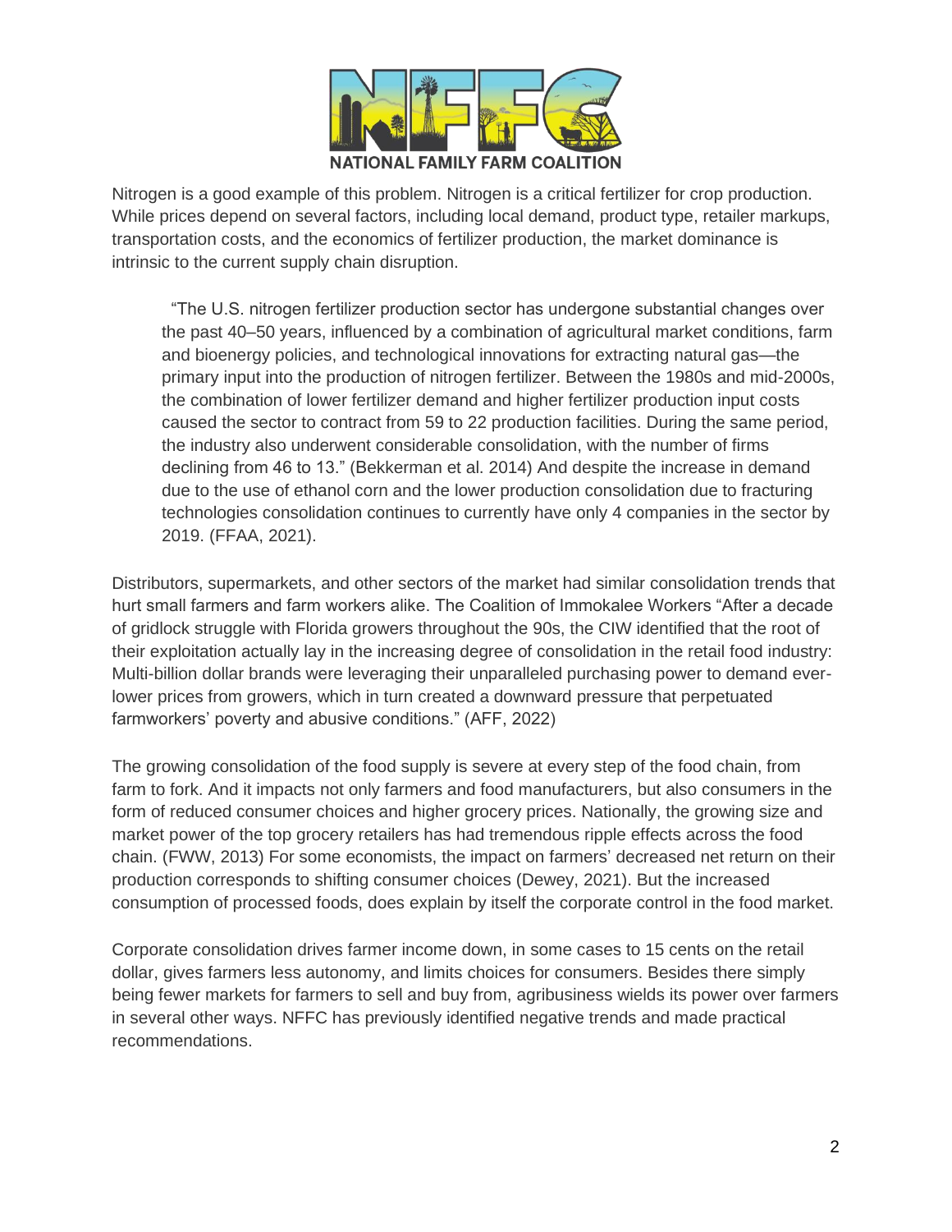Nitrogen is a good example of this problem. Nitrogen is a critical fertilizer for crop production. While prices depend on several factors, including local demand, product type, retailer markups, transportation costs, and the economics of fertilizer production, the market dominance is intrinsic to the current supply chain disruption.

> "The U.S. nitrogen fertilizer production sector has undergone substantial changes over the past 40–50 years, influenced by a combination of agricultural market conditions, farm and bioenergy policies, and technological innovations for extracting natural gas—the primary input into the production of nitrogen fertilizer. Between the 1980s and mid-2000s, the combination of lower fertilizer demand and higher fertilizer production input costs caused the sector to contract from 59 to 22 production facilities. During the same period, the industry also underwent considerable consolidation, with the number of firms declining from 46 to 13." (Bekkerman et al. 2014) And despite the increase in demand due to the use of ethanol corn and the lower production consolidation due to fracturing technologies consolidation continues to currently have only 4 companies in the sector by 2019. (FFAA, 2021).

Distributors, supermarkets, and other sectors of the market had similar consolidation trends that hurt small farmers and farm workers alike. The Coalition of Immokalee Workers "After a decade of gridlock struggle with Florida growers throughout the 90s, the CIW identified that the root of their exploitation actually lay in the increasing degree of consolidation in the retail food industry: Multi-billion dollar brands were leveraging their unparalleled purchasing power to demand ever-lower prices from growers, which in turn created a downward pressure that perpetuated farmworkers' poverty and abusive conditions." (AFF, 2022)

The growing consolidation of the food supply is severe at every step of the food chain, from farm to fork. And it impacts not only farmers and food manufacturers, but also consumers in the form of reduced consumer choices and higher grocery prices. Nationally, the growing size and market power of the top grocery retailers has had tremendous ripple effects across the food chain. (FWW, 2013) For some economists, the impact on farmers' decreased net return on their production corresponds to shifting consumer choices (Dewey, 2021). But the increased consumption of processed foods, does explain by itself the corporate control in the food market.

Corporate consolidation drives farmer income down, in some cases to 15 cents on the retail dollar, gives farmers less autonomy, and limits choices for consumers. Besides there simply being fewer markets for farmers to sell and buy from, agribusiness wields its power over farmers in several other ways. NFFC has previously identified negative trends and made practical recommendations.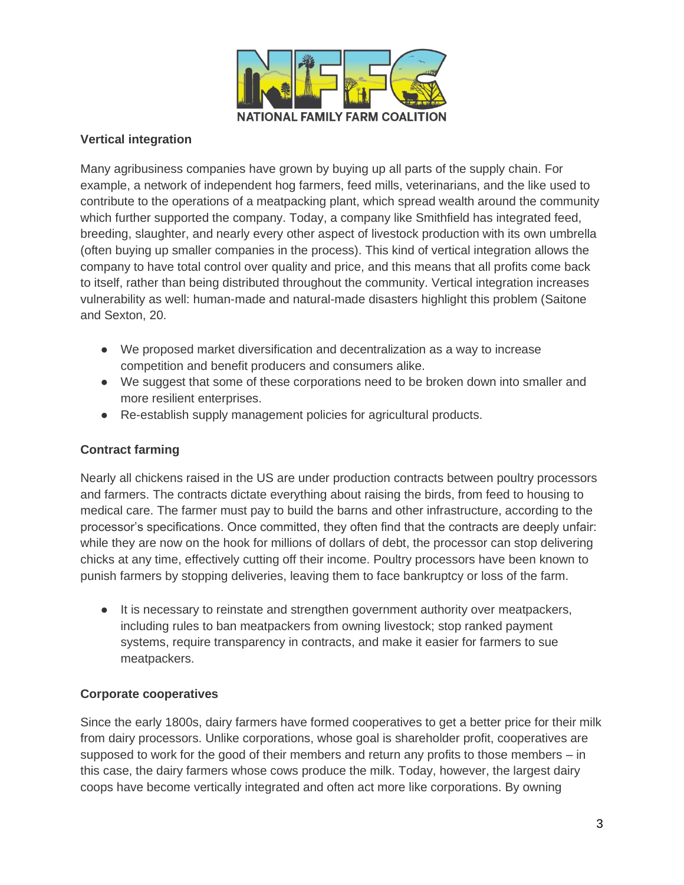### Vertical integration

Many agribusiness companies have grown by buying up all parts of the supply chain. For example, a network of independent hog farmers, feed mills, veterinarians, and the like used to contribute to the operations of a meatpacking plant, which spread wealth around the community which further supported the company. Today, a company like Smithfield has integrated feed, breeding, slaughter, and nearly every other aspect of livestock production with its own umbrella (often buying up smaller companies in the process). This kind of vertical integration allows the company to have total control over quality and price, and this means that all profits come back to itself, rather than being distributed throughout the community. Vertical integration increases vulnerability as well: human-made and natural-made disasters highlight this problem (Saitone and Sexton, 20.

- We proposed market diversification and decentralization as a way to increase competition and benefit producers and consumers alike.
- We suggest that some of these corporations need to be broken down into smaller and more resilient enterprises.
- Re-establish supply management policies for agricultural products.

### Contract farming

Nearly all chickens raised in the US are under production contracts between poultry processors and farmers. The contracts dictate everything about raising the birds, from feed to housing to medical care. The farmer must pay to build the barns and other infrastructure, according to the processor's specifications. Once committed, they often find that the contracts are deeply unfair: while they are now on the hook for millions of dollars of debt, the processor can stop delivering chicks at any time, effectively cutting off their income. Poultry processors have been known to punish farmers by stopping deliveries, leaving them to face bankruptcy or loss of the farm.

- It is necessary to reinstate and strengthen government authority over meatpackers, including rules to ban meatpackers from owning livestock; stop ranked payment systems, require transparency in contracts, and make it easier for farmers to sue meatpackers.

### Corporate cooperatives

Since the early 1800s, dairy farmers have formed cooperatives to get a better price for their milk from dairy processors. Unlike corporations, whose goal is shareholder profit, cooperatives are supposed to work for the good of their members and return any profits to those members – in this case, the dairy farmers whose cows produce the milk. Today, however, the largest dairy coops have become vertically integrated and often act more like corporations. By owning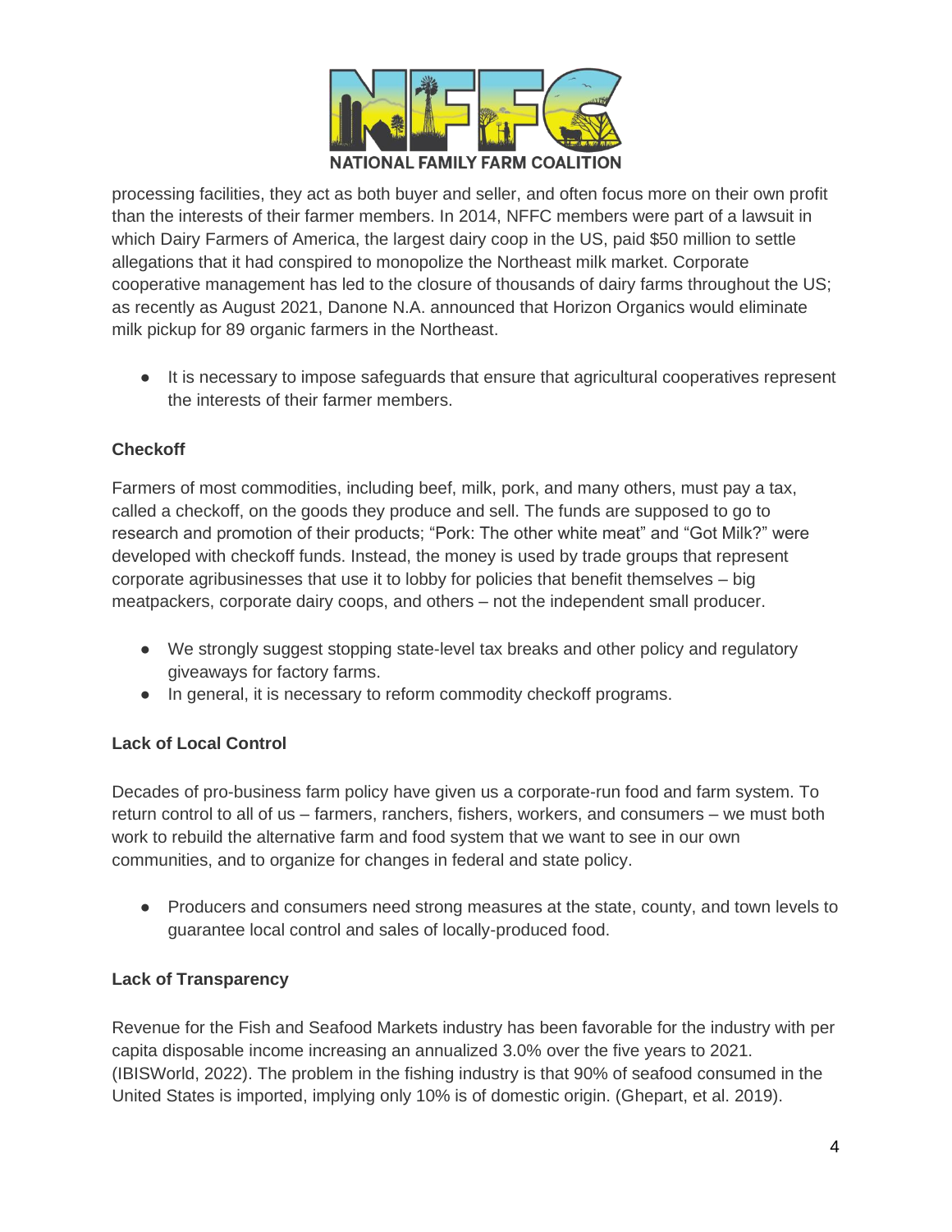processing facilities, they act as both buyer and seller, and often focus more on their own profit than the interests of their farmer members. In 2014, NFFC members were part of a lawsuit in which Dairy Farmers of America, the largest dairy coop in the US, paid $50 million to settle allegations that it had conspired to monopolize the Northeast milk market. Corporate cooperative management has led to the closure of thousands of dairy farms throughout the US; as recently as August 2021, Danone N.A. announced that Horizon Organics would eliminate milk pickup for 89 organic farmers in the Northeast.

- It is necessary to impose safeguards that ensure that agricultural cooperatives represent the interests of their farmer members.

**Checkoff**

Farmers of most commodities, including beef, milk, pork, and many others, must pay a tax, called a checkoff, on the goods they produce and sell. The funds are supposed to go to research and promotion of their products; "Pork: The other white meat" and "Got Milk?" were developed with checkoff funds. Instead, the money is used by trade groups that represent corporate agribusinesses that use it to lobby for policies that benefit themselves – big meatpackers, corporate dairy coops, and others – not the independent small producer.

- We strongly suggest stopping state-level tax breaks and other policy and regulatory giveaways for factory farms.
- In general, it is necessary to reform commodity checkoff programs.

**Lack of Local Control**

Decades of pro-business farm policy have given us a corporate-run food and farm system. To return control to all of us – farmers, ranchers, fishers, workers, and consumers – we must both work to rebuild the alternative farm and food system that we want to see in our own communities, and to organize for changes in federal and state policy.

- Producers and consumers need strong measures at the state, county, and town levels to guarantee local control and sales of locally-produced food.

**Lack of Transparency**

Revenue for the Fish and Seafood Markets industry has been favorable for the industry with per capita disposable income increasing an annualized 3.0% over the five years to 2021. (IBISWorld, 2022). The problem in the fishing industry is that 90% of seafood consumed in the United States is imported, implying only 10% is of domestic origin. (Ghepart, et al. 2019).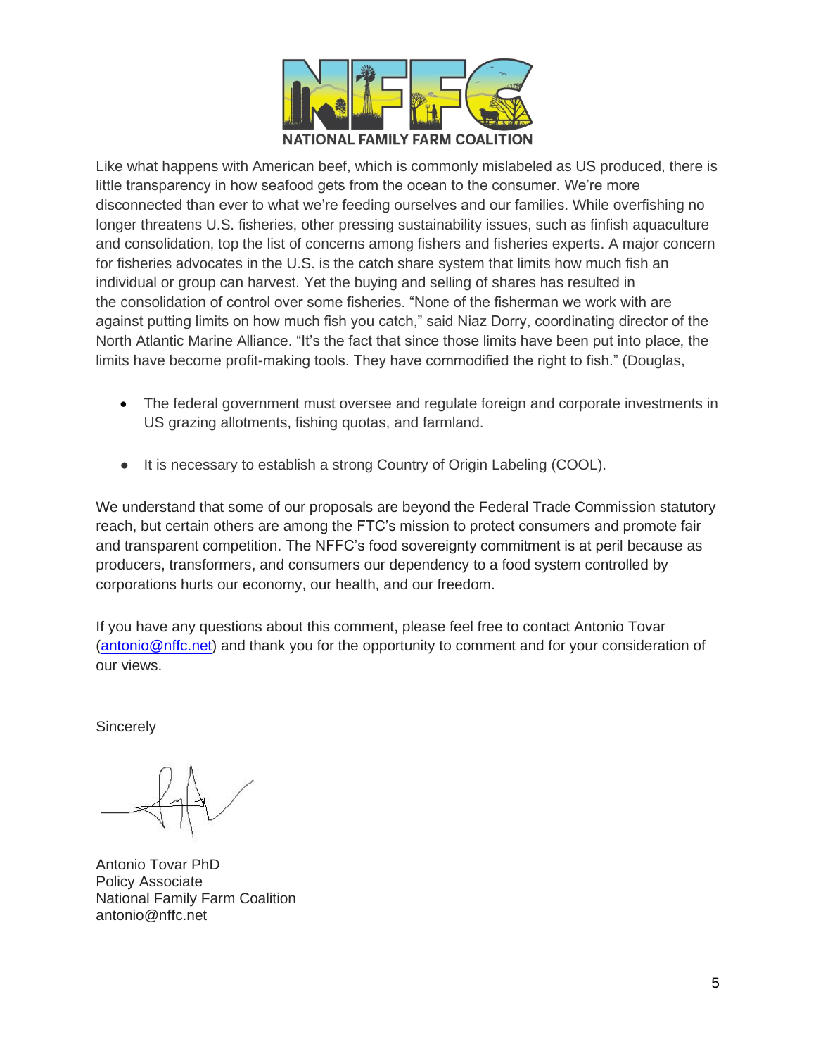Like what happens with American beef, which is commonly mislabeled as US produced, there is little transparency in how seafood gets from the ocean to the consumer. We're more disconnected than ever to what we're feeding ourselves and our families. While overfishing no longer threatens U.S. fisheries, other pressing sustainability issues, such as finfish aquaculture and consolidation, top the list of concerns among fishers and fisheries experts. A major concern for fisheries advocates in the U.S. is the catch share system that limits how much fish an individual or group can harvest. Yet the buying and selling of shares has resulted in the consolidation of control over some fisheries. "None of the fisherman we work with are against putting limits on how much fish you catch," said Niaz Dorry, coordinating director of the North Atlantic Marine Alliance. "It's the fact that since those limits have been put into place, the limits have become profit-making tools. They have commodified the right to fish." (Douglas,

- The federal government must oversee and regulate foreign and corporate investments in US grazing allotments, fishing quotas, and farmland.

- It is necessary to establish a strong Country of Origin Labeling (COOL).

We understand that some of our proposals are beyond the Federal Trade Commission statutory reach, but certain others are among the FTC's mission to protect consumers and promote fair and transparent competition. The NFFC's food sovereignty commitment is at peril because as producers, transformers, and consumers our dependency to a food system controlled by corporations hurts our economy, our health, and our freedom.

If you have any questions about this comment, please feel free to contact Antonio Tovar (antonio@nffc.net) and thank you for the opportunity to comment and for your consideration of our views.

Sincerely

Antonio Tovar PhD
Policy Associate
National Family Farm Coalition
antonio@nffc.net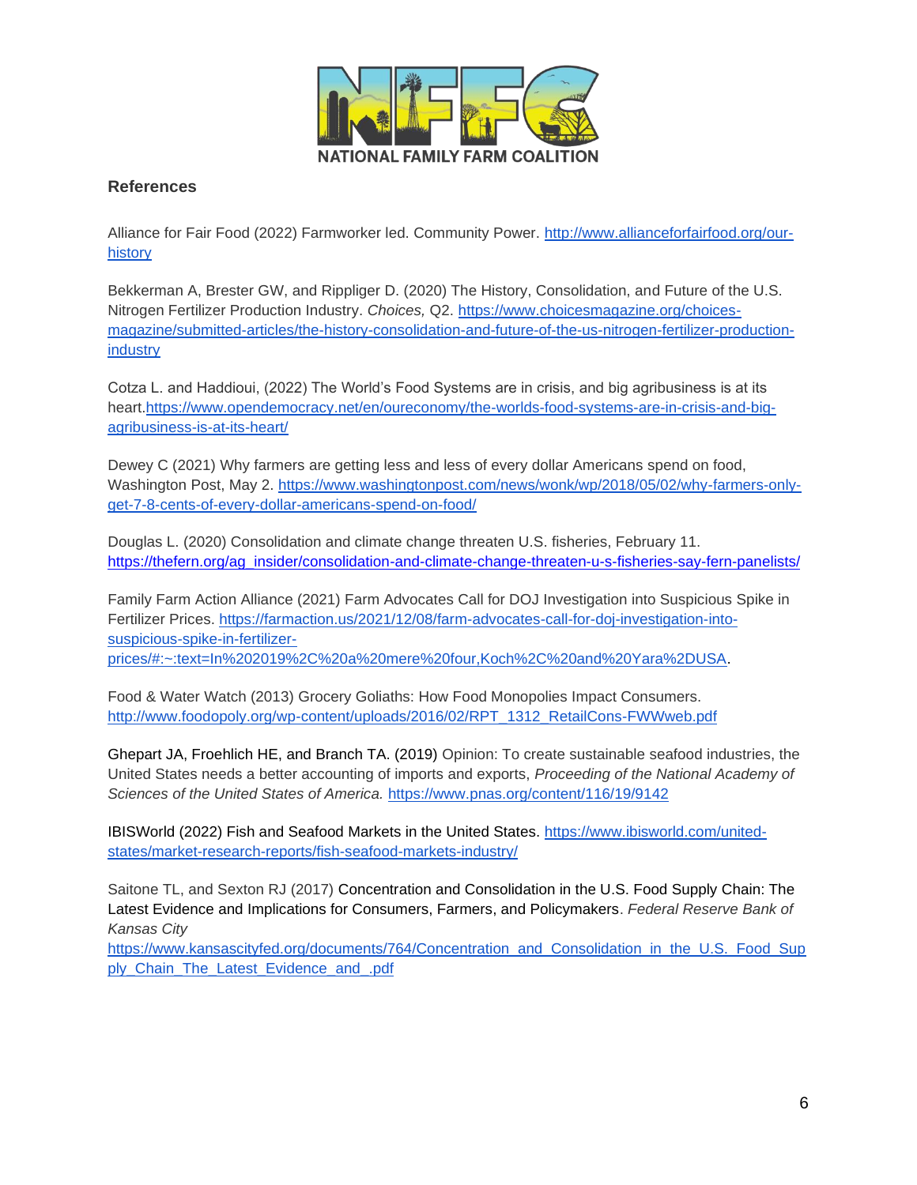NATIONAL FAMILY FARM COALITION

## References

Alliance for Fair Food (2022) Farmworker led. Community Power. http://www.allianceforfairfood.org/our-history

Bekkerman A, Brester GW, and Rippliger D. (2020) The History, Consolidation, and Future of the U.S. Nitrogen Fertilizer Production Industry. *Choices,* Q2. https://www.choicesmagazine.org/choices-magazine/submitted-articles/the-history-consolidation-and-future-of-the-us-nitrogen-fertilizer-production-industry

Cotza L. and Haddioui, (2022) The World's Food Systems are in crisis, and big agribusiness is at its heart.https://www.opendemocracy.net/en/oureconomy/the-worlds-food-systems-are-in-crisis-and-big-agribusiness-is-at-its-heart/

Dewey C (2021) Why farmers are getting less and less of every dollar Americans spend on food, Washington Post, May 2. https://www.washingtonpost.com/news/wonk/wp/2018/05/02/why-farmers-only-get-7-8-cents-of-every-dollar-americans-spend-on-food/

Douglas L. (2020) Consolidation and climate change threaten U.S. fisheries, February 11. https://thefern.org/ag_insider/consolidation-and-climate-change-threaten-u-s-fisheries-say-fern-panelists/

Family Farm Action Alliance (2021) Farm Advocates Call for DOJ Investigation into Suspicious Spike in Fertilizer Prices. https://farmaction.us/2021/12/08/farm-advocates-call-for-doj-investigation-into-suspicious-spike-in-fertilizer-prices/#:~:text=In%202019%2C%20a%20mere%20four,Koch%2C%20and%20Yara%2DUSA.

Food & Water Watch (2013) Grocery Goliaths: How Food Monopolies Impact Consumers. http://www.foodopoly.org/wp-content/uploads/2016/02/RPT_1312_RetailCons-FWWweb.pdf

Ghepart JA, Froehlich HE, and Branch TA. (2019) Opinion: To create sustainable seafood industries, the United States needs a better accounting of imports and exports, *Proceeding of the National Academy of Sciences of the United States of America.* https://www.pnas.org/content/116/19/9142

IBISWorld (2022) Fish and Seafood Markets in the United States. https://www.ibisworld.com/united-states/market-research-reports/fish-seafood-markets-industry/

Saitone TL, and Sexton RJ (2017) Concentration and Consolidation in the U.S. Food Supply Chain: The Latest Evidence and Implications for Consumers, Farmers, and Policymakers. *Federal Reserve Bank of Kansas City* https://www.kansascityfed.org/documents/764/Concentration_and_Consolidation_in_the_U.S._Food_Supply_Chain_The_Latest_Evidence_and_.pdf